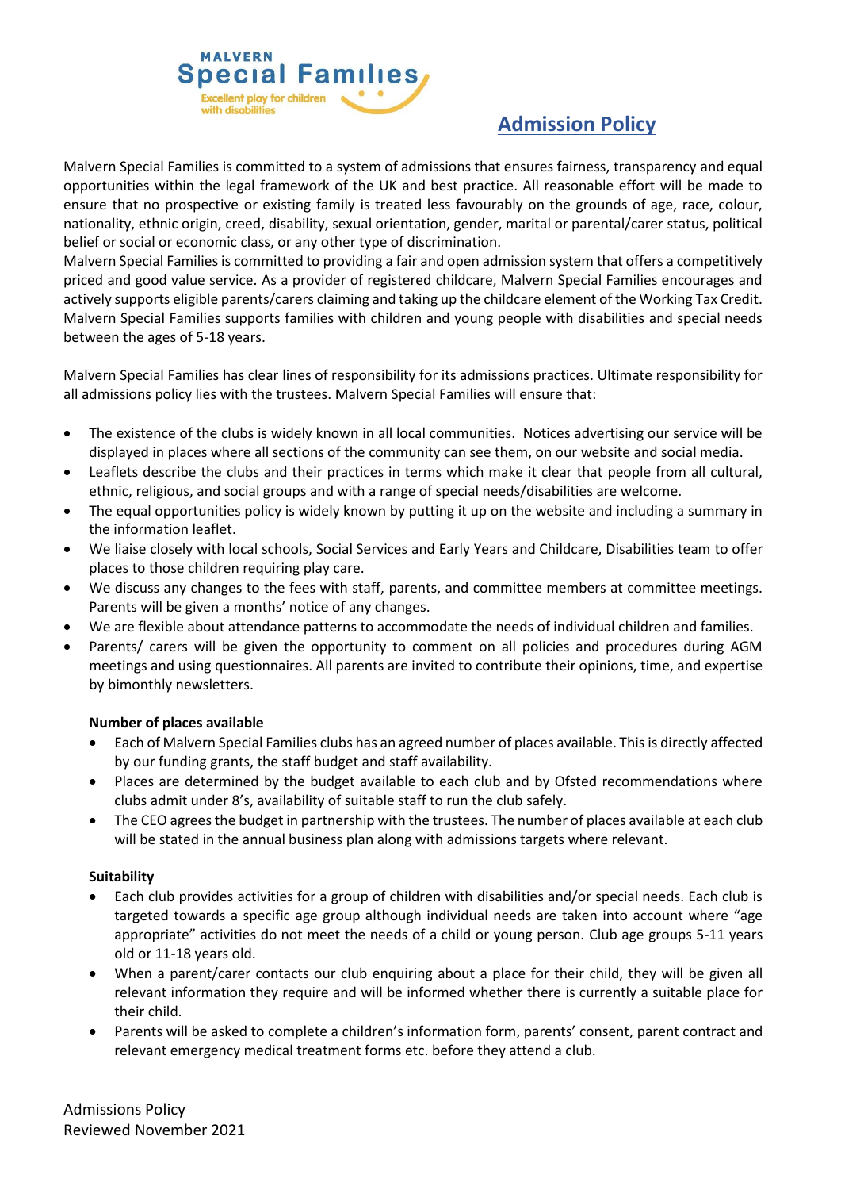MALVERN Special Families
Excellent play for children with disabilities

# Admission Policy

Malvern Special Families is committed to a system of admissions that ensures fairness, transparency and equal opportunities within the legal framework of the UK and best practice. All reasonable effort will be made to ensure that no prospective or existing family is treated less favourably on the grounds of age, race, colour, nationality, ethnic origin, creed, disability, sexual orientation, gender, marital or parental/carer status, political belief or social or economic class, or any other type of discrimination.
Malvern Special Families is committed to providing a fair and open admission system that offers a competitively priced and good value service. As a provider of registered childcare, Malvern Special Families encourages and actively supports eligible parents/carers claiming and taking up the childcare element of the Working Tax Credit.
Malvern Special Families supports families with children and young people with disabilities and special needs between the ages of 5-18 years.

Malvern Special Families has clear lines of responsibility for its admissions practices. Ultimate responsibility for all admissions policy lies with the trustees. Malvern Special Families will ensure that:

- The existence of the clubs is widely known in all local communities. Notices advertising our service will be displayed in places where all sections of the community can see them, on our website and social media.
- Leaflets describe the clubs and their practices in terms which make it clear that people from all cultural, ethnic, religious, and social groups and with a range of special needs/disabilities are welcome.
- The equal opportunities policy is widely known by putting it up on the website and including a summary in the information leaflet.
- We liaise closely with local schools, Social Services and Early Years and Childcare, Disabilities team to offer places to those children requiring play care.
- We discuss any changes to the fees with staff, parents, and committee members at committee meetings. Parents will be given a months' notice of any changes.
- We are flexible about attendance patterns to accommodate the needs of individual children and families.
- Parents/ carers will be given the opportunity to comment on all policies and procedures during AGM meetings and using questionnaires. All parents are invited to contribute their opinions, time, and expertise by bimonthly newsletters.

**Number of places available**

- Each of Malvern Special Families clubs has an agreed number of places available. This is directly affected by our funding grants, the staff budget and staff availability.
- Places are determined by the budget available to each club and by Ofsted recommendations where clubs admit under 8's, availability of suitable staff to run the club safely.
- The CEO agrees the budget in partnership with the trustees. The number of places available at each club will be stated in the annual business plan along with admissions targets where relevant.

**Suitability**

- Each club provides activities for a group of children with disabilities and/or special needs. Each club is targeted towards a specific age group although individual needs are taken into account where "age appropriate" activities do not meet the needs of a child or young person. Club age groups 5-11 years old or 11-18 years old.
- When a parent/carer contacts our club enquiring about a place for their child, they will be given all relevant information they require and will be informed whether there is currently a suitable place for their child.
- Parents will be asked to complete a children's information form, parents' consent, parent contract and relevant emergency medical treatment forms etc. before they attend a club.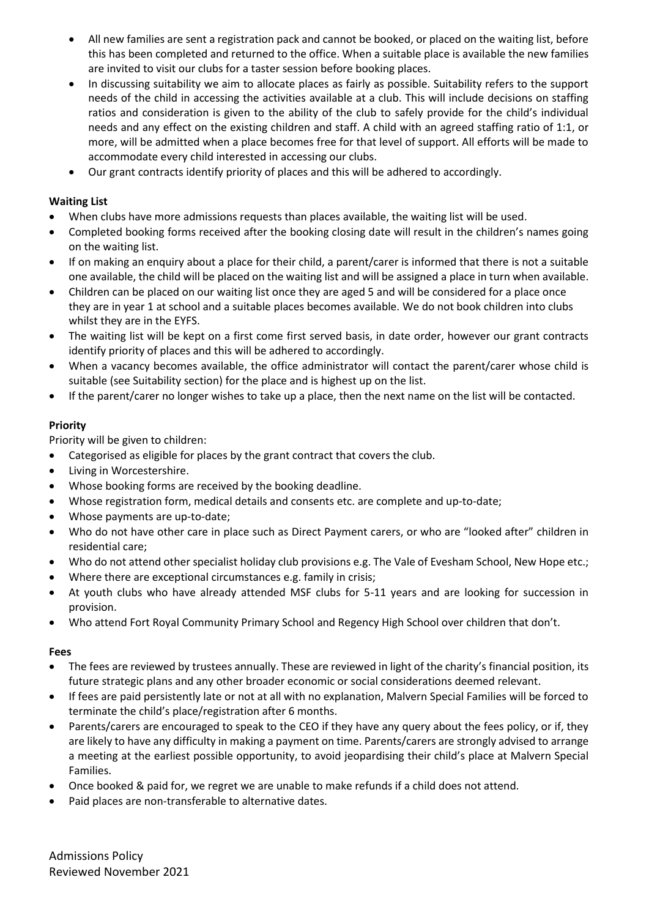- All new families are sent a registration pack and cannot be booked, or placed on the waiting list, before this has been completed and returned to the office. When a suitable place is available the new families are invited to visit our clubs for a taster session before booking places.
- In discussing suitability we aim to allocate places as fairly as possible. Suitability refers to the support needs of the child in accessing the activities available at a club. This will include decisions on staffing ratios and consideration is given to the ability of the club to safely provide for the child's individual needs and any effect on the existing children and staff. A child with an agreed staffing ratio of 1:1, or more, will be admitted when a place becomes free for that level of support. All efforts will be made to accommodate every child interested in accessing our clubs.
- Our grant contracts identify priority of places and this will be adhered to accordingly.

**Waiting List**

- When clubs have more admissions requests than places available, the waiting list will be used.
- Completed booking forms received after the booking closing date will result in the children's names going on the waiting list.
- If on making an enquiry about a place for their child, a parent/carer is informed that there is not a suitable one available, the child will be placed on the waiting list and will be assigned a place in turn when available.
- Children can be placed on our waiting list once they are aged 5 and will be considered for a place once they are in year 1 at school and a suitable places becomes available. We do not book children into clubs whilst they are in the EYFS.
- The waiting list will be kept on a first come first served basis, in date order, however our grant contracts identify priority of places and this will be adhered to accordingly.
- When a vacancy becomes available, the office administrator will contact the parent/carer whose child is suitable (see Suitability section) for the place and is highest up on the list.
- If the parent/carer no longer wishes to take up a place, then the next name on the list will be contacted.

**Priority**

Priority will be given to children:

- Categorised as eligible for places by the grant contract that covers the club.
- Living in Worcestershire.
- Whose booking forms are received by the booking deadline.
- Whose registration form, medical details and consents etc. are complete and up-to-date;
- Whose payments are up-to-date;
- Who do not have other care in place such as Direct Payment carers, or who are "looked after" children in residential care;
- Who do not attend other specialist holiday club provisions e.g. The Vale of Evesham School, New Hope etc.;
- Where there are exceptional circumstances e.g. family in crisis;
- At youth clubs who have already attended MSF clubs for 5-11 years and are looking for succession in provision.
- Who attend Fort Royal Community Primary School and Regency High School over children that don't.

**Fees**

- The fees are reviewed by trustees annually. These are reviewed in light of the charity's financial position, its future strategic plans and any other broader economic or social considerations deemed relevant.
- If fees are paid persistently late or not at all with no explanation, Malvern Special Families will be forced to terminate the child's place/registration after 6 months.
- Parents/carers are encouraged to speak to the CEO if they have any query about the fees policy, or if, they are likely to have any difficulty in making a payment on time. Parents/carers are strongly advised to arrange a meeting at the earliest possible opportunity, to avoid jeopardising their child's place at Malvern Special Families.
- Once booked & paid for, we regret we are unable to make refunds if a child does not attend.
- Paid places are non-transferable to alternative dates.

Admissions Policy
Reviewed November 2021